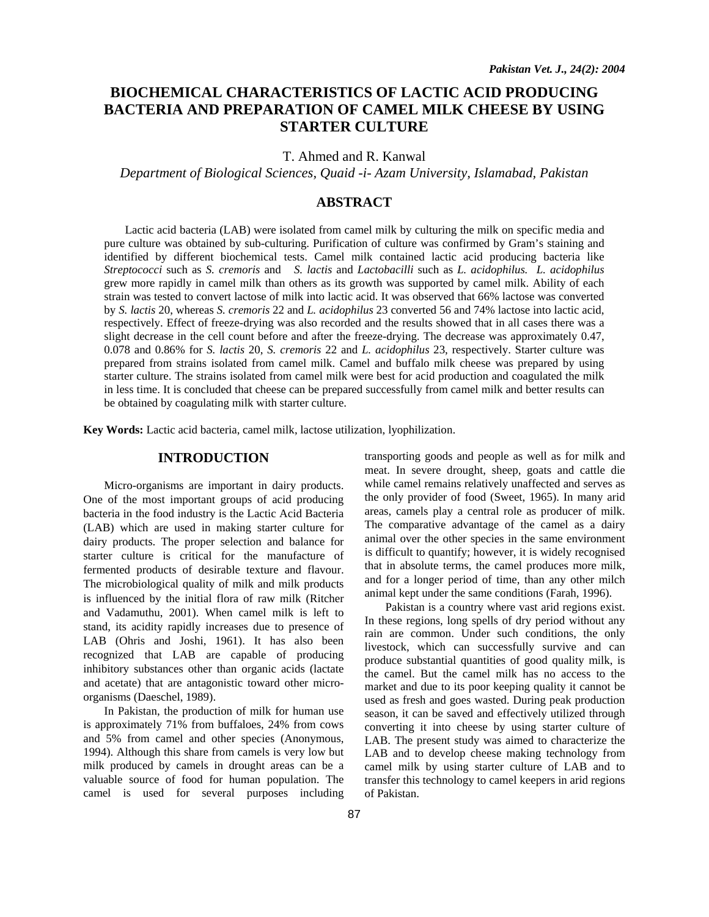# BIOCHEMICAL CHARACTERISTICS OF LACTIC ACID PRODUCING BACTERIA AND PREPARATION OF CAMEL MILK CHEESE BY USING STARTER CULTURE

T. Ahmed and R. Kanwal

*Department of Biological Sciences, Quaid -i- Azam University, Islamabad, Pakistan*

## ABSTRACT

Lactic acid bacteria (LAB) were isolated from camel milk by culturing the milk on specific media and pure culture was obtained by sub-culturing. Purification of culture was confirmed by Gram's staining and identified by different biochemical tests. Camel milk contained lactic acid producing bacteria like *Streptococci* such as *S. cremoris* and *S. lactis* and *Lactobacilli* such as *L. acidophilus. L. acidophilus* grew more rapidly in camel milk than others as its growth was supported by camel milk. Ability of each strain was tested to convert lactose of milk into lactic acid. It was observed that 66% lactose was converted by *S. lactis* 20, whereas *S. cremoris* 22 and *L. acidophilus* 23 converted 56 and 74% lactose into lactic acid, respectively. Effect of freeze-drying was also recorded and the results showed that in all cases there was a slight decrease in the cell count before and after the freeze-drying. The decrease was approximately 0.47, 0.078 and 0.86% for *S. lactis* 20, *S. cremoris* 22 and *L. acidophilus* 23, respectively. Starter culture was prepared from strains isolated from camel milk. Camel and buffalo milk cheese was prepared by using starter culture. The strains isolated from camel milk were best for acid production and coagulated the milk in less time. It is concluded that cheese can be prepared successfully from camel milk and better results can be obtained by coagulating milk with starter culture.

**Key Words:** Lactic acid bacteria, camel milk, lactose utilization, lyophilization.

## INTRODUCTION

Micro-organisms are important in dairy products. One of the most important groups of acid producing bacteria in the food industry is the Lactic Acid Bacteria (LAB) which are used in making starter culture for dairy products. The proper selection and balance for starter culture is critical for the manufacture of fermented products of desirable texture and flavour. The microbiological quality of milk and milk products is influenced by the initial flora of raw milk (Ritcher and Vadamuthu, 2001). When camel milk is left to stand, its acidity rapidly increases due to presence of LAB (Ohris and Joshi, 1961). It has also been recognized that LAB are capable of producing inhibitory substances other than organic acids (lactate and acetate) that are antagonistic toward other micro-organisms (Daeschel, 1989).

In Pakistan, the production of milk for human use is approximately 71% from buffaloes, 24% from cows and 5% from camel and other species (Anonymous, 1994). Although this share from camels is very low but milk produced by camels in drought areas can be a valuable source of food for human population. The camel is used for several purposes including transporting goods and people as well as for milk and meat. In severe drought, sheep, goats and cattle die while camel remains relatively unaffected and serves as the only provider of food (Sweet, 1965). In many arid areas, camels play a central role as producer of milk. The comparative advantage of the camel as a dairy animal over the other species in the same environment is difficult to quantify; however, it is widely recognised that in absolute terms, the camel produces more milk, and for a longer period of time, than any other milch animal kept under the same conditions (Farah, 1996).

Pakistan is a country where vast arid regions exist. In these regions, long spells of dry period without any rain are common. Under such conditions, the only livestock, which can successfully survive and can produce substantial quantities of good quality milk, is the camel. But the camel milk has no access to the market and due to its poor keeping quality it cannot be used as fresh and goes wasted. During peak production season, it can be saved and effectively utilized through converting it into cheese by using starter culture of LAB. The present study was aimed to characterize the LAB and to develop cheese making technology from camel milk by using starter culture of LAB and to transfer this technology to camel keepers in arid regions of Pakistan.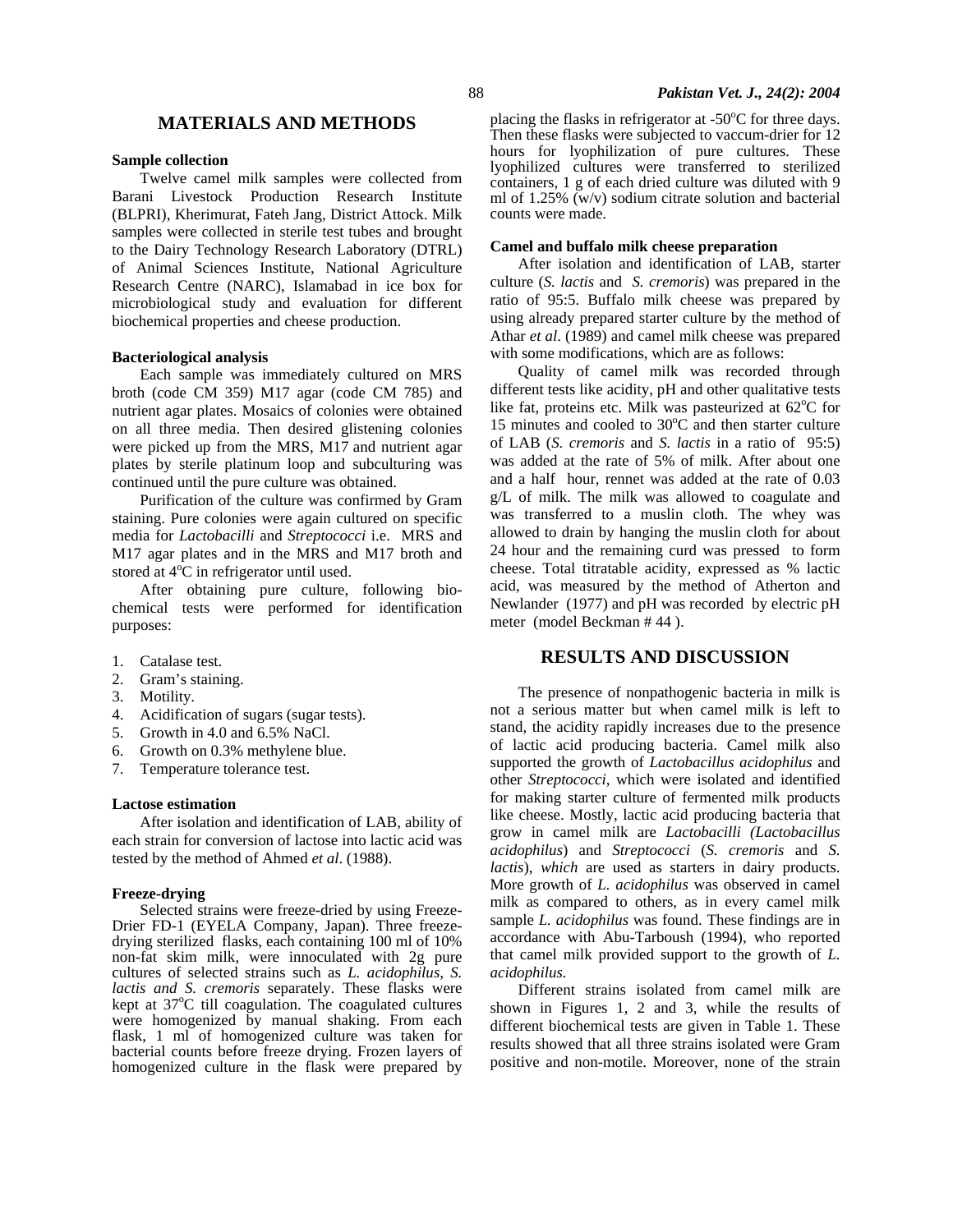## MATERIALS AND METHODS

### Sample collection

Twelve camel milk samples were collected from Barani Livestock Production Research Institute (BLPRI), Kherimurat, Fateh Jang, District Attock. Milk samples were collected in sterile test tubes and brought to the Dairy Technology Research Laboratory (DTRL) of Animal Sciences Institute, National Agriculture Research Centre (NARC), Islamabad in ice box for microbiological study and evaluation for different biochemical properties and cheese production.

### Bacteriological analysis

Each sample was immediately cultured on MRS broth (code CM 359) M17 agar (code CM 785) and nutrient agar plates. Mosaics of colonies were obtained on all three media. Then desired glistening colonies were picked up from the MRS, M17 and nutrient agar plates by sterile platinum loop and subculturing was continued until the pure culture was obtained.

Purification of the culture was confirmed by Gram staining. Pure colonies were again cultured on specific media for *Lactobacilli* and *Streptococci* i.e. MRS and M17 agar plates and in the MRS and M17 broth and stored at 4°C in refrigerator until used.

After obtaining pure culture, following biochemical tests were performed for identification purposes:

1. Catalase test.
2. Gram's staining.
3. Motility.
4. Acidification of sugars (sugar tests).
5. Growth in 4.0 and 6.5% NaCl.
6. Growth on 0.3% methylene blue.
7. Temperature tolerance test.

### Lactose estimation

After isolation and identification of LAB, ability of each strain for conversion of lactose into lactic acid was tested by the method of Ahmed *et al*. (1988).

### Freeze-drying

Selected strains were freeze-dried by using Freeze-Drier FD-1 (EYELA Company, Japan). Three freeze-drying sterilized flasks, each containing 100 ml of 10% non-fat skim milk, were innoculated with 2g pure cultures of selected strains such as *L. acidophilus, S. lactis and S. cremoris* separately. These flasks were kept at 37°C till coagulation. The coagulated cultures were homogenized by manual shaking. From each flask, 1 ml of homogenized culture was taken for bacterial counts before freeze drying. Frozen layers of homogenized culture in the flask were prepared by placing the flasks in refrigerator at -50°C for three days. Then these flasks were subjected to vaccum-drier for 12 hours for lyophilization of pure cultures. These lyophilized cultures were transferred to sterilized containers, 1 g of each dried culture was diluted with 9 ml of 1.25% (w/v) sodium citrate solution and bacterial counts were made.

### Camel and buffalo milk cheese preparation

After isolation and identification of LAB, starter culture (*S. lactis* and *S. cremoris*) was prepared in the ratio of 95:5. Buffalo milk cheese was prepared by using already prepared starter culture by the method of Athar *et al*. (1989) and camel milk cheese was prepared with some modifications, which are as follows:

Quality of camel milk was recorded through different tests like acidity, pH and other qualitative tests like fat, proteins etc. Milk was pasteurized at 62°C for 15 minutes and cooled to 30°C and then starter culture of LAB (*S. cremoris* and *S. lactis* in a ratio of 95:5) was added at the rate of 5% of milk. After about one and a half hour, rennet was added at the rate of 0.03 g/L of milk. The milk was allowed to coagulate and was transferred to a muslin cloth. The whey was allowed to drain by hanging the muslin cloth for about 24 hour and the remaining curd was pressed to form cheese. Total titratable acidity, expressed as % lactic acid, was measured by the method of Atherton and Newlander (1977) and pH was recorded by electric pH meter (model Beckman # 44 ).

## RESULTS AND DISCUSSION

The presence of nonpathogenic bacteria in milk is not a serious matter but when camel milk is left to stand, the acidity rapidly increases due to the presence of lactic acid producing bacteria. Camel milk also supported the growth of *Lactobacillus acidophilus* and other *Streptococci*, which were isolated and identified for making starter culture of fermented milk products like cheese. Mostly, lactic acid producing bacteria that grow in camel milk are *Lactobacilli (Lactobacillus acidophilus*) and *Streptococci* (*S. cremoris* and *S. lactis*), *which* are used as starters in dairy products. More growth of *L. acidophilus* was observed in camel milk as compared to others, as in every camel milk sample *L. acidophilus* was found. These findings are in accordance with Abu-Tarboush (1994), who reported that camel milk provided support to the growth of *L. acidophilus.*

Different strains isolated from camel milk are shown in Figures 1, 2 and 3, while the results of different biochemical tests are given in Table 1. These results showed that all three strains isolated were Gram positive and non-motile. Moreover, none of the strain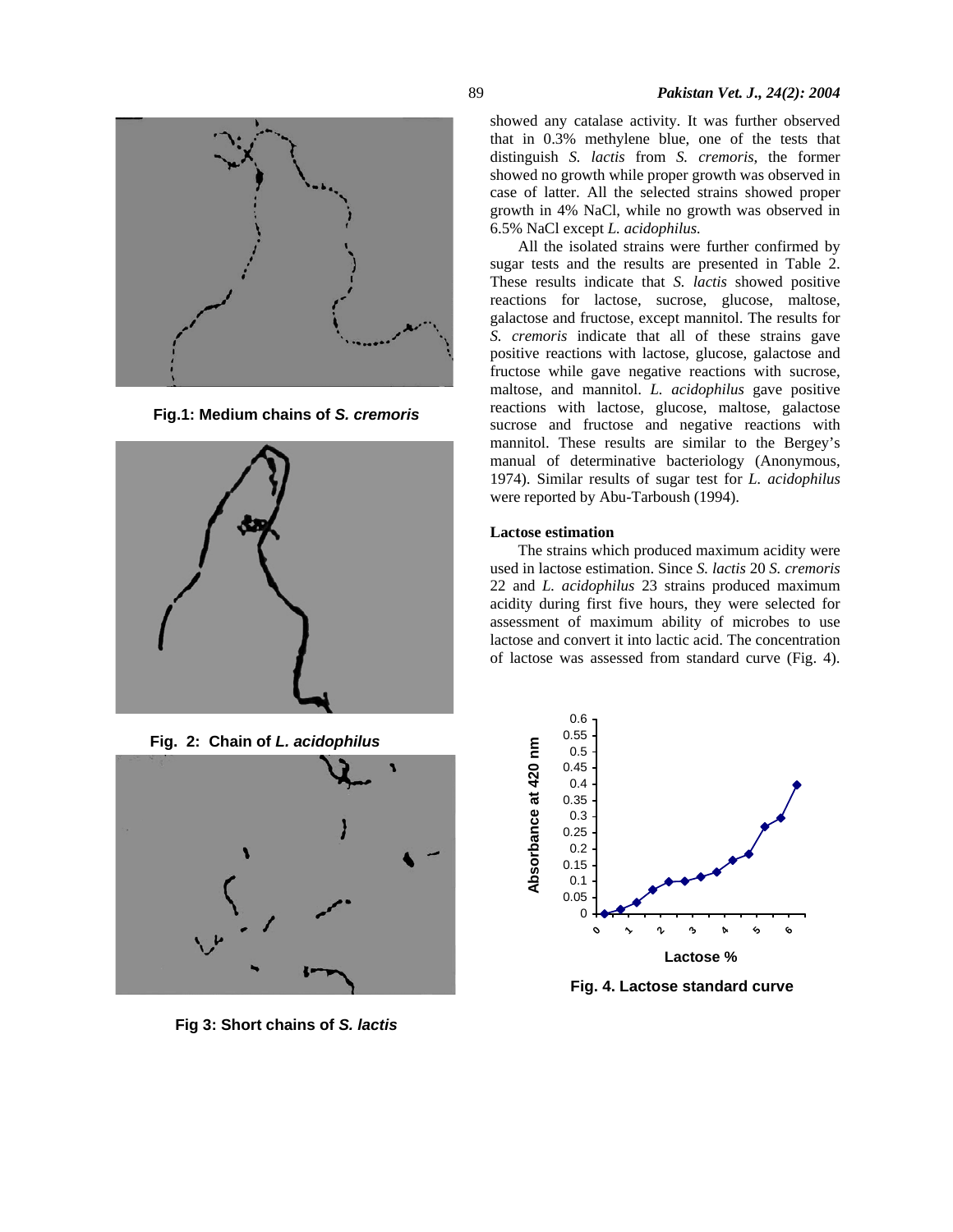showed any catalase activity. It was further observed that in 0.3% methylene blue, one of the tests that distinguish *S. lactis* from *S. cremoris*, the former showed no growth while proper growth was observed in case of latter. All the selected strains showed proper growth in 4% NaCl, while no growth was observed in 6.5% NaCl except *L. acidophilus*.

All the isolated strains were further confirmed by sugar tests and the results are presented in Table 2. These results indicate that *S. lactis* showed positive reactions for lactose, sucrose, glucose, maltose, galactose and fructose, except mannitol. The results for *S. cremoris* indicate that all of these strains gave positive reactions with lactose, glucose, galactose and fructose while gave negative reactions with sucrose, maltose, and mannitol. *L. acidophilus* gave positive reactions with lactose, glucose, maltose, galactose sucrose and fructose and negative reactions with mannitol. These results are similar to the Bergey's manual of determinative bacteriology (Anonymous, 1974). Similar results of sugar test for *L. acidophilus* were reported by Abu-Tarboush (1994).

**Fig.1: Medium chains of *S. cremoris***

**Fig. 2: Chain of *L. acidophilus***

**Fig 3: Short chains of *S. lactis***

### Lactose estimation

The strains which produced maximum acidity were used in lactose estimation. Since *S. lactis* 20 *S. cremoris* 22 and *L. acidophilus* 23 strains produced maximum acidity during first five hours, they were selected for assessment of maximum ability of microbes to use lactose and convert it into lactic acid. The concentration of lactose was assessed from standard curve (Fig. 4).

**Fig. 4. Lactose standard curve**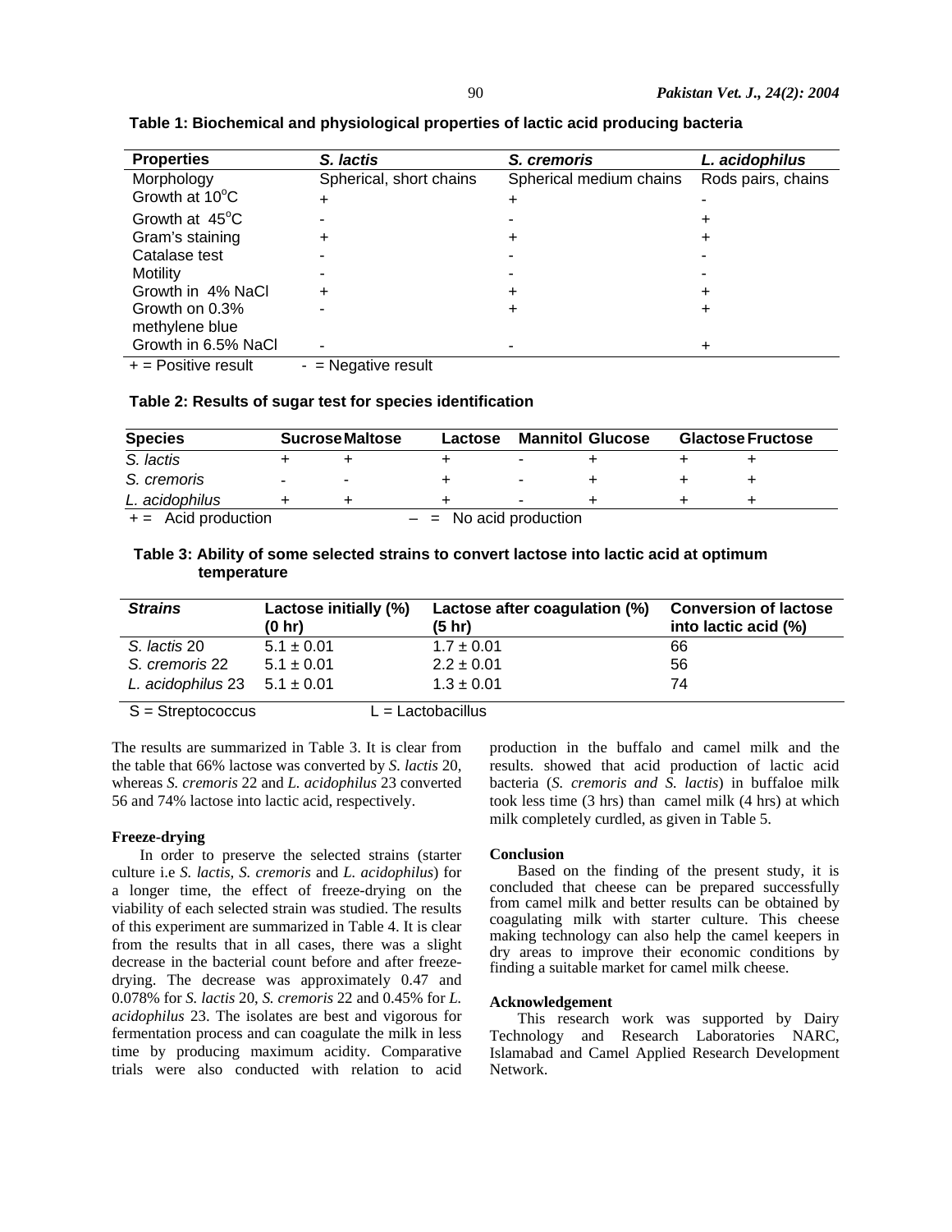**Table 1: Biochemical and physiological properties of lactic acid producing bacteria**

| Properties | *S. lactis* | *S. cremoris* | *L. acidophilus* |
|---|---|---|---|
| Morphology | Spherical, short chains | Spherical medium chains | Rods pairs, chains |
| Growth at 10°C | + | + | - |
| Growth at 45°C | - | - | + |
| Gram's staining | + | + | + |
| Catalase test | - | - | - |
| Motility | - | - | - |
| Growth in 4% NaCl | + | + | + |
| Growth on 0.3% methylene blue | - | + | + |
| Growth in 6.5% NaCl | - | - | + |

+ = Positive result - = Negative result

**Table 2: Results of sugar test for species identification**

| Species | Sucrose | Maltose | Lactose | Mannitol | Glucose | Glactose | Fructose |
|---|---|---|---|---|---|---|---|
| *S. lactis* | + | + | + | - | + | + | + |
| *S. cremoris* | - | - | + | - | + | + | + |
| *L. acidophilus* | + | + | + | - | + | + | + |

+ = Acid production – = No acid production

**Table 3: Ability of some selected strains to convert lactose into lactic acid at optimum temperature**

| *Strains* | Lactose initially (%) (0 hr) | Lactose after coagulation (%) (5 hr) | Conversion of lactose into lactic acid (%) |
|---|---|---|---|
| *S. lactis* 20 | 5.1 ± 0.01 | 1.7 ± 0.01 | 66 |
| *S. cremoris* 22 | 5.1 ± 0.01 | 2.2 ± 0.01 | 56 |
| *L. acidophilus* 23 | 5.1 ± 0.01 | 1.3 ± 0.01 | 74 |

S = Streptococcus L = Lactobacillus

The results are summarized in Table 3. It is clear from the table that 66% lactose was converted by *S. lactis* 20, whereas *S. cremoris* 22 and *L. acidophilus* 23 converted 56 and 74% lactose into lactic acid, respectively.

### Freeze-drying

In order to preserve the selected strains (starter culture i.e *S. lactis, S. cremoris* and *L. acidophilus*) for a longer time, the effect of freeze-drying on the viability of each selected strain was studied. The results of this experiment are summarized in Table 4. It is clear from the results that in all cases, there was a slight decrease in the bacterial count before and after freeze-drying. The decrease was approximately 0.47 and 0.078% for *S. lactis* 20, *S. cremoris* 22 and 0.45% for *L. acidophilus* 23. The isolates are best and vigorous for fermentation process and can coagulate the milk in less time by producing maximum acidity. Comparative trials were also conducted with relation to acid production in the buffalo and camel milk and the results. showed that acid production of lactic acid bacteria (*S. cremoris and S. lactis*) in buffaloe milk took less time (3 hrs) than camel milk (4 hrs) at which milk completely curdled, as given in Table 5.

### Conclusion

Based on the finding of the present study, it is concluded that cheese can be prepared successfully from camel milk and better results can be obtained by coagulating milk with starter culture. This cheese making technology can also help the camel keepers in dry areas to improve their economic conditions by finding a suitable market for camel milk cheese.

### Acknowledgement

This research work was supported by Dairy Technology and Research Laboratories NARC, Islamabad and Camel Applied Research Development Network.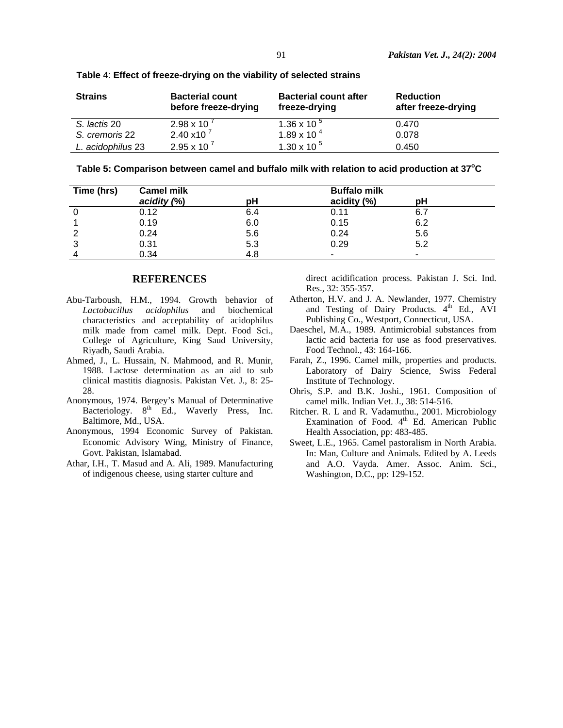**Table** 4: **Effect of freeze-drying on the viability of selected strains**

| Strains | Bacterial count before freeze-drying | Bacterial count after freeze-drying | Reduction after freeze-drying |
|---|---|---|---|
| *S. lactis* 20 | $2.98 \times 10^{7}$ | $1.36 \times 10^{5}$ | 0.470 |
| *S. cremoris* 22 | $2.40 \times 10^{7}$ | $1.89 \times 10^{4}$ | 0.078 |
| *L. acidophilus* 23 | $2.95 \times 10^{7}$ | $1.30 \times 10^{5}$ | 0.450 |

**Table 5: Comparison between camel and buffalo milk with relation to acid production at 37°C**

| Time (hrs) | Camel milk | | Buffalo milk | |
|---|---|---|---|---|
| | *acidity (%)* | pH | acidity (%) | pH |
| 0 | 0.12 | 6.4 | 0.11 | 6.7 |
| 1 | 0.19 | 6.0 | 0.15 | 6.2 |
| 2 | 0.24 | 5.6 | 0.24 | 5.6 |
| 3 | 0.31 | 5.3 | 0.29 | 5.2 |
| 4 | 0.34 | 4.8 | - | - |

## REFERENCES

Abu-Tarboush, H.M., 1994. Growth behavior of *Lactobacillus acidophilus* and biochemical characteristics and acceptability of acidophilus milk made from camel milk. Dept. Food Sci., College of Agriculture, King Saud University, Riyadh, Saudi Arabia.

Ahmed, J., L. Hussain, N. Mahmood, and R. Munir, 1988. Lactose determination as an aid to sub clinical mastitis diagnosis. Pakistan Vet. J., 8: 25-28.

Anonymous, 1974. Bergey's Manual of Determinative Bacteriology. 8th Ed., Waverly Press, Inc. Baltimore, Md., USA.

Anonymous, 1994 Economic Survey of Pakistan. Economic Advisory Wing, Ministry of Finance, Govt. Pakistan, Islamabad.

Athar, I.H., T. Masud and A. Ali, 1989. Manufacturing of indigenous cheese, using starter culture and direct acidification process. Pakistan J. Sci. Ind. Res., 32: 355-357.

Atherton, H.V. and J. A. Newlander, 1977. Chemistry and Testing of Dairy Products. 4th Ed., AVI Publishing Co., Westport, Connecticut, USA.

Daeschel, M.A., 1989. Antimicrobial substances from lactic acid bacteria for use as food preservatives. Food Technol., 43: 164-166.

Farah, Z., 1996. Camel milk, properties and products. Laboratory of Dairy Science, Swiss Federal Institute of Technology.

Ohris, S.P. and B.K. Joshi., 1961. Composition of camel milk. Indian Vet. J., 38: 514-516.

Ritcher. R. L and R. Vadamuthu., 2001. Microbiology Examination of Food. 4th Ed. American Public Health Association, pp: 483-485.

Sweet, L.E., 1965. Camel pastoralism in North Arabia. In: Man, Culture and Animals. Edited by A. Leeds and A.O. Vayda. Amer. Assoc. Anim. Sci., Washington, D.C., pp: 129-152.